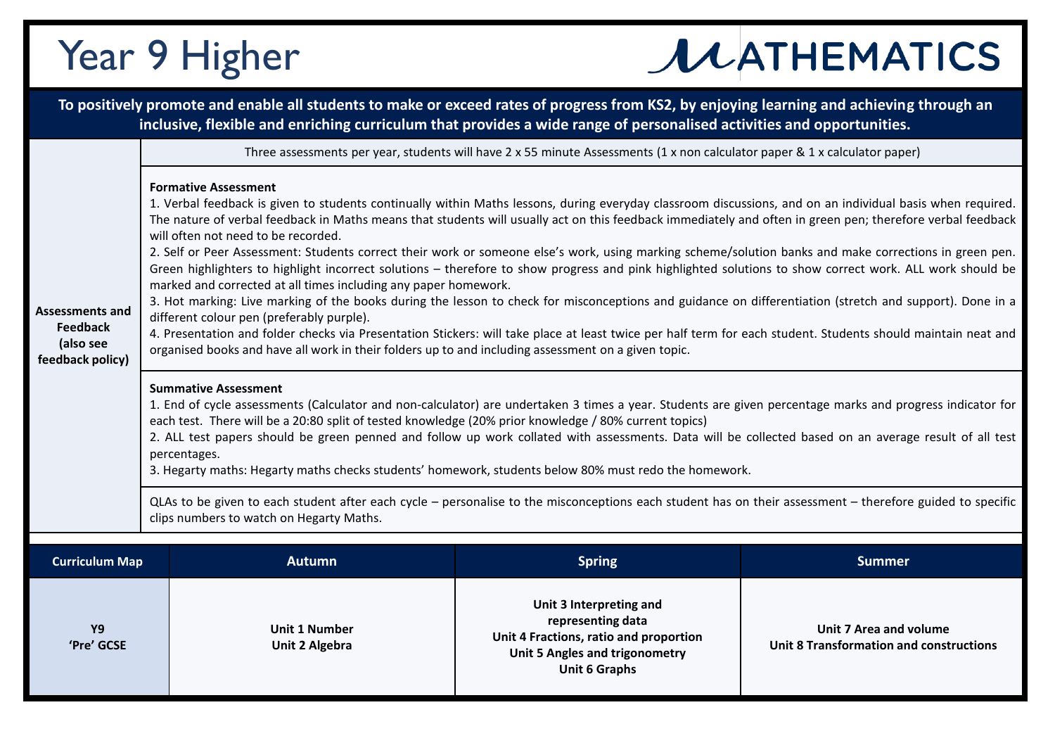# Year 9 Higher

# MATHEMATICS

**To positively promote and enable all students to make or exceed rates of progress from KS2, by enjoying learning and achieving through an inclusive, flexible and enriching curriculum that provides a wide range of personalised activities and opportunities.**

## Assessments and Feedback (also see feedback policy)

Three assessments per year, students will have 2 x 55 minute Assessments (1 x non calculator paper & 1 x calculator paper)

**Formative Assessment**

1. Verbal feedback is given to students continually within Maths lessons, during everyday classroom discussions, and on an individual basis when required. The nature of verbal feedback in Maths means that students will usually act on this feedback immediately and often in green pen; therefore verbal feedback will often not need to be recorded.
2. Self or Peer Assessment: Students correct their work or someone else's work, using marking scheme/solution banks and make corrections in green pen. Green highlighters to highlight incorrect solutions – therefore to show progress and pink highlighted solutions to show correct work. ALL work should be marked and corrected at all times including any paper homework.
3. Hot marking: Live marking of the books during the lesson to check for misconceptions and guidance on differentiation (stretch and support). Done in a different colour pen (preferably purple).
4. Presentation and folder checks via Presentation Stickers: will take place at least twice per half term for each student. Students should maintain neat and organised books and have all work in their folders up to and including assessment on a given topic.

**Summative Assessment**

1. End of cycle assessments (Calculator and non-calculator) are undertaken 3 times a year. Students are given percentage marks and progress indicator for each test. There will be a 20:80 split of tested knowledge (20% prior knowledge / 80% current topics)
2. ALL test papers should be green penned and follow up work collated with assessments. Data will be collected based on an average result of all test percentages.
3. Hegarty maths: Hegarty maths checks students' homework, students below 80% must redo the homework.

QLAs to be given to each student after each cycle – personalise to the misconceptions each student has on their assessment – therefore guided to specific clips numbers to watch on Hegarty Maths.

| Curriculum Map | Autumn | Spring | Summer |
|---|---|---|---|
| **Y9 'Pre' GCSE** | **Unit 1 Number**<br>**Unit 2 Algebra** | **Unit 3 Interpreting and representing data**<br>**Unit 4 Fractions, ratio and proportion**<br>**Unit 5 Angles and trigonometry**<br>**Unit 6 Graphs** | **Unit 7 Area and volume**<br>**Unit 8 Transformation and constructions** |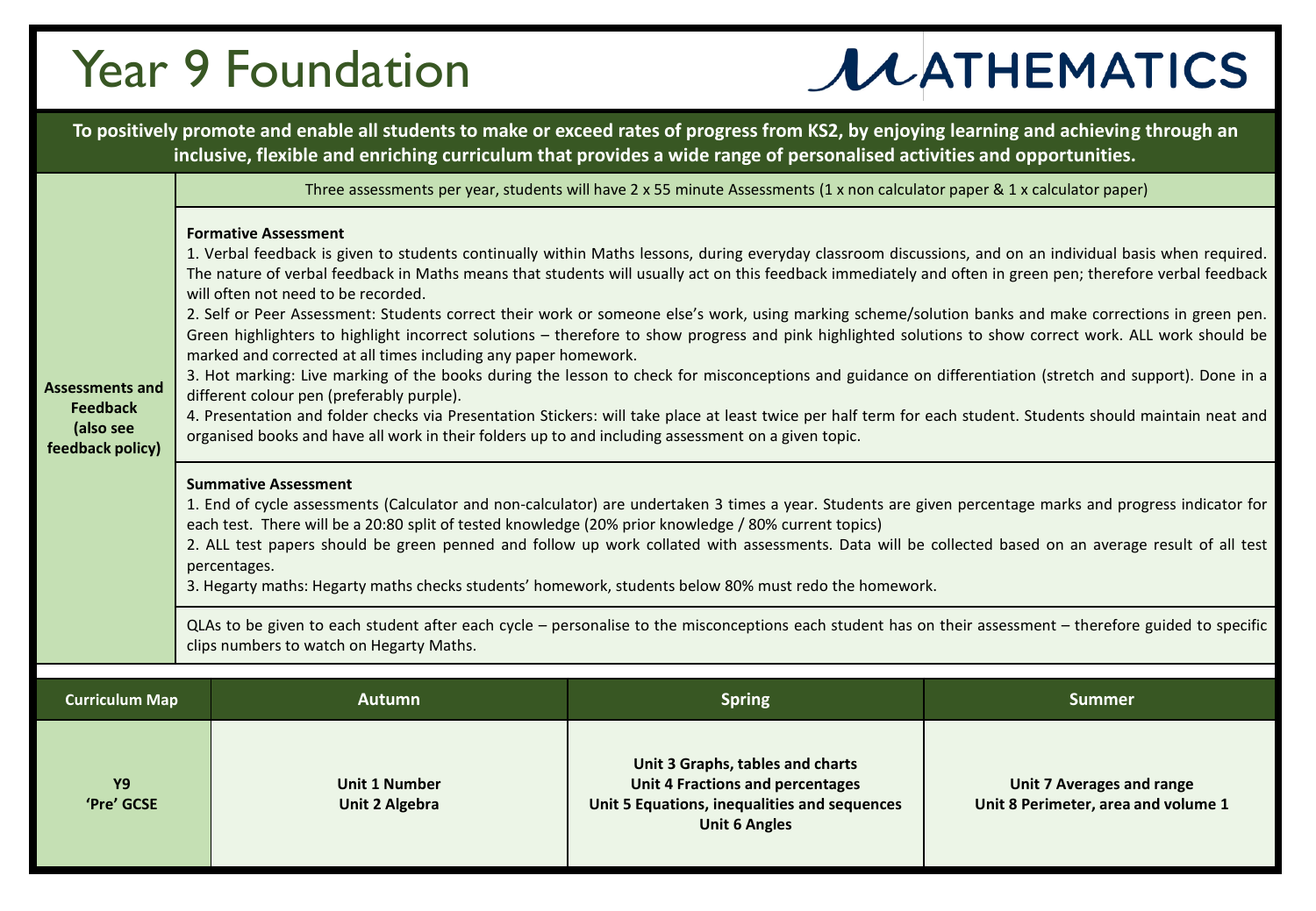# Year 9 Foundation

MATHEMATICS

**To positively promote and enable all students to make or exceed rates of progress from KS2, by enjoying learning and achieving through an inclusive, flexible and enriching curriculum that provides a wide range of personalised activities and opportunities.**

| | |
|---|---|
| **Assessments and Feedback (also see feedback policy)** | Three assessments per year, students will have 2 x 55 minute Assessments (1 x non calculator paper & 1 x calculator paper) |
| | **Formative Assessment**<br>1. Verbal feedback is given to students continually within Maths lessons, during everyday classroom discussions, and on an individual basis when required. The nature of verbal feedback in Maths means that students will usually act on this feedback immediately and often in green pen; therefore verbal feedback will often not need to be recorded.<br>2. Self or Peer Assessment: Students correct their work or someone else's work, using marking scheme/solution banks and make corrections in green pen. Green highlighters to highlight incorrect solutions – therefore to show progress and pink highlighted solutions to show correct work. ALL work should be marked and corrected at all times including any paper homework.<br>3. Hot marking: Live marking of the books during the lesson to check for misconceptions and guidance on differentiation (stretch and support). Done in a different colour pen (preferably purple).<br>4. Presentation and folder checks via Presentation Stickers: will take place at least twice per half term for each student. Students should maintain neat and organised books and have all work in their folders up to and including assessment on a given topic. |
| | **Summative Assessment**<br>1. End of cycle assessments (Calculator and non-calculator) are undertaken 3 times a year. Students are given percentage marks and progress indicator for each test. There will be a 20:80 split of tested knowledge (20% prior knowledge / 80% current topics)<br>2. ALL test papers should be green penned and follow up work collated with assessments. Data will be collected based on an average result of all test percentages.<br>3. Hegarty maths: Hegarty maths checks students' homework, students below 80% must redo the homework. |
| | QLAs to be given to each student after each cycle – personalise to the misconceptions each student has on their assessment – therefore guided to specific clips numbers to watch on Hegarty Maths. |

| Curriculum Map | Autumn | Spring | Summer |
|---|---|---|---|
| **Y9 'Pre' GCSE** | **Unit 1 Number**<br>**Unit 2 Algebra** | **Unit 3 Graphs, tables and charts**<br>**Unit 4 Fractions and percentages**<br>**Unit 5 Equations, inequalities and sequences**<br>**Unit 6 Angles** | **Unit 7 Averages and range**<br>**Unit 8 Perimeter, area and volume 1** |